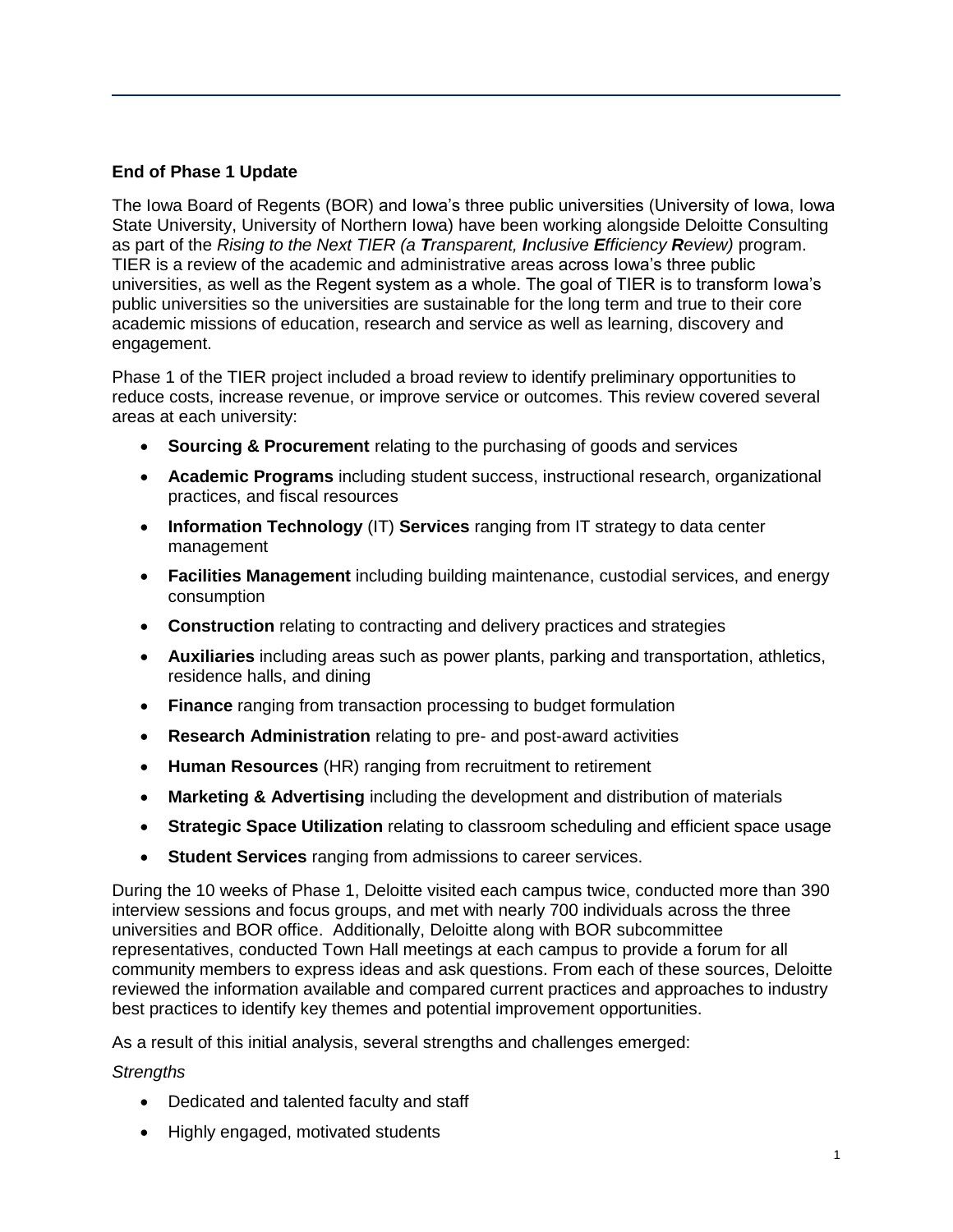**End of Phase 1 Update**

The Iowa Board of Regents (BOR) and Iowa's three public universities (University of Iowa, Iowa State University, University of Northern Iowa) have been working alongside Deloitte Consulting as part of the *Rising to the Next TIER (a* ***T****ransparent,* ***I****nclusive* ***E****fficiency* ***R****eview)* program. TIER is a review of the academic and administrative areas across Iowa's three public universities, as well as the Regent system as a whole. The goal of TIER is to transform Iowa's public universities so the universities are sustainable for the long term and true to their core academic missions of education, research and service as well as learning, discovery and engagement.

Phase 1 of the TIER project included a broad review to identify preliminary opportunities to reduce costs, increase revenue, or improve service or outcomes. This review covered several areas at each university:

- **Sourcing & Procurement** relating to the purchasing of goods and services
- **Academic Programs** including student success, instructional research, organizational practices, and fiscal resources
- **Information Technology** (IT) **Services** ranging from IT strategy to data center management
- **Facilities Management** including building maintenance, custodial services, and energy consumption
- **Construction** relating to contracting and delivery practices and strategies
- **Auxiliaries** including areas such as power plants, parking and transportation, athletics, residence halls, and dining
- **Finance** ranging from transaction processing to budget formulation
- **Research Administration** relating to pre- and post-award activities
- **Human Resources** (HR) ranging from recruitment to retirement
- **Marketing & Advertising** including the development and distribution of materials
- **Strategic Space Utilization** relating to classroom scheduling and efficient space usage
- **Student Services** ranging from admissions to career services.

During the 10 weeks of Phase 1, Deloitte visited each campus twice, conducted more than 390 interview sessions and focus groups, and met with nearly 700 individuals across the three universities and BOR office. Additionally, Deloitte along with BOR subcommittee representatives, conducted Town Hall meetings at each campus to provide a forum for all community members to express ideas and ask questions. From each of these sources, Deloitte reviewed the information available and compared current practices and approaches to industry best practices to identify key themes and potential improvement opportunities.

As a result of this initial analysis, several strengths and challenges emerged:

*Strengths*

- Dedicated and talented faculty and staff
- Highly engaged, motivated students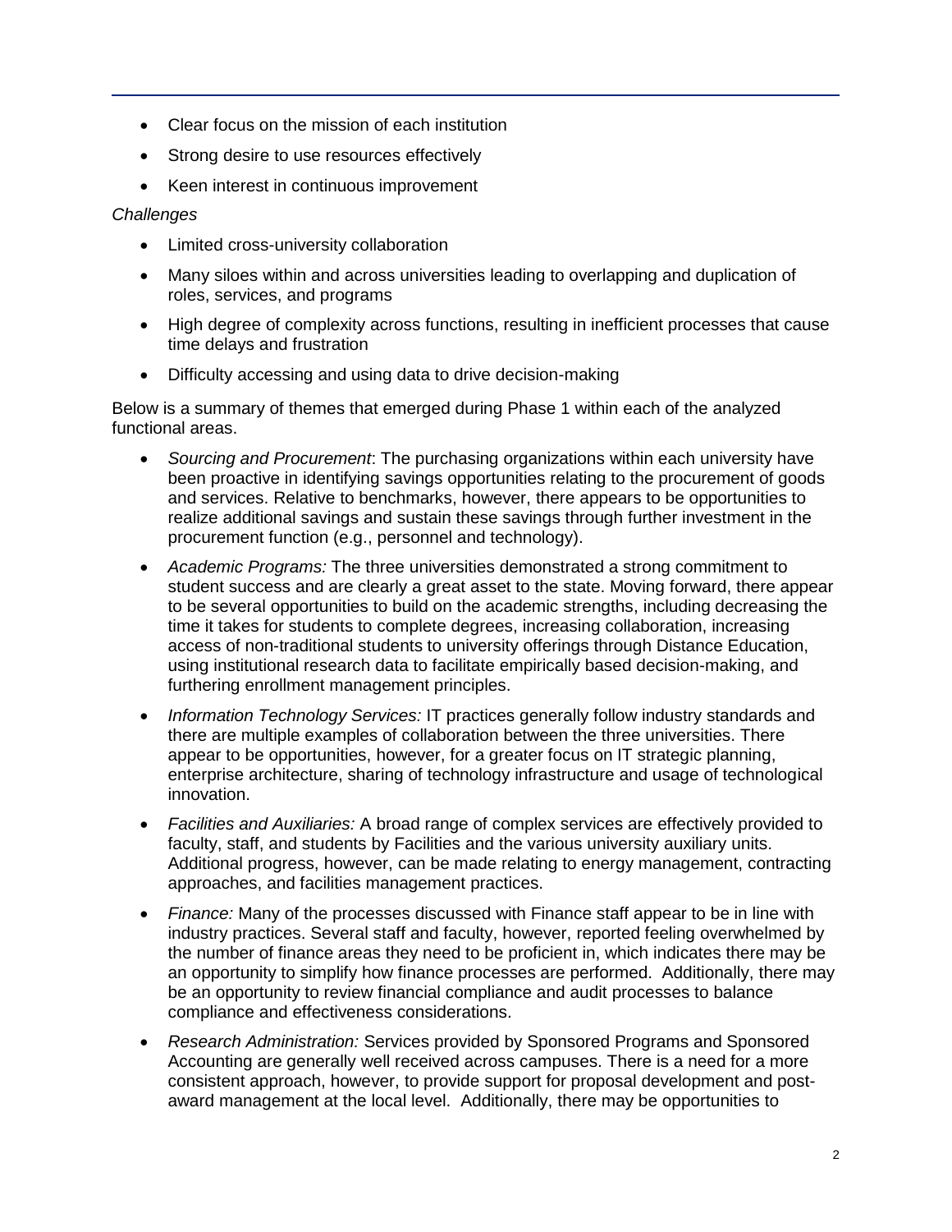- Clear focus on the mission of each institution
- Strong desire to use resources effectively
- Keen interest in continuous improvement

*Challenges*

- Limited cross-university collaboration
- Many siloes within and across universities leading to overlapping and duplication of roles, services, and programs
- High degree of complexity across functions, resulting in inefficient processes that cause time delays and frustration
- Difficulty accessing and using data to drive decision-making

Below is a summary of themes that emerged during Phase 1 within each of the analyzed functional areas.

- *Sourcing and Procurement*: The purchasing organizations within each university have been proactive in identifying savings opportunities relating to the procurement of goods and services. Relative to benchmarks, however, there appears to be opportunities to realize additional savings and sustain these savings through further investment in the procurement function (e.g., personnel and technology).
- *Academic Programs:* The three universities demonstrated a strong commitment to student success and are clearly a great asset to the state. Moving forward, there appear to be several opportunities to build on the academic strengths, including decreasing the time it takes for students to complete degrees, increasing collaboration, increasing access of non-traditional students to university offerings through Distance Education, using institutional research data to facilitate empirically based decision-making, and furthering enrollment management principles.
- *Information Technology Services:* IT practices generally follow industry standards and there are multiple examples of collaboration between the three universities. There appear to be opportunities, however, for a greater focus on IT strategic planning, enterprise architecture, sharing of technology infrastructure and usage of technological innovation.
- *Facilities and Auxiliaries:* A broad range of complex services are effectively provided to faculty, staff, and students by Facilities and the various university auxiliary units. Additional progress, however, can be made relating to energy management, contracting approaches, and facilities management practices.
- *Finance:* Many of the processes discussed with Finance staff appear to be in line with industry practices. Several staff and faculty, however, reported feeling overwhelmed by the number of finance areas they need to be proficient in, which indicates there may be an opportunity to simplify how finance processes are performed. Additionally, there may be an opportunity to review financial compliance and audit processes to balance compliance and effectiveness considerations.
- *Research Administration:* Services provided by Sponsored Programs and Sponsored Accounting are generally well received across campuses. There is a need for a more consistent approach, however, to provide support for proposal development and post-award management at the local level. Additionally, there may be opportunities to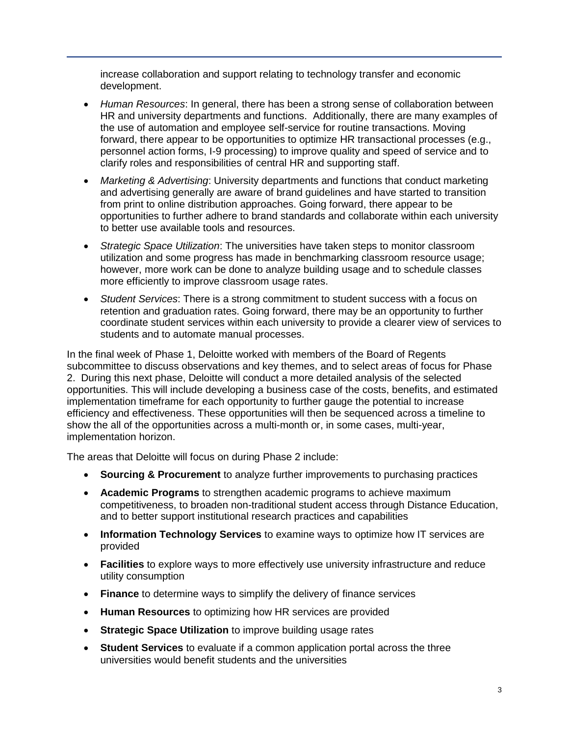increase collaboration and support relating to technology transfer and economic development.

- *Human Resources*: In general, there has been a strong sense of collaboration between HR and university departments and functions. Additionally, there are many examples of the use of automation and employee self-service for routine transactions. Moving forward, there appear to be opportunities to optimize HR transactional processes (e.g., personnel action forms, I-9 processing) to improve quality and speed of service and to clarify roles and responsibilities of central HR and supporting staff.
- *Marketing & Advertising*: University departments and functions that conduct marketing and advertising generally are aware of brand guidelines and have started to transition from print to online distribution approaches. Going forward, there appear to be opportunities to further adhere to brand standards and collaborate within each university to better use available tools and resources.
- *Strategic Space Utilization*: The universities have taken steps to monitor classroom utilization and some progress has made in benchmarking classroom resource usage; however, more work can be done to analyze building usage and to schedule classes more efficiently to improve classroom usage rates.
- *Student Services*: There is a strong commitment to student success with a focus on retention and graduation rates. Going forward, there may be an opportunity to further coordinate student services within each university to provide a clearer view of services to students and to automate manual processes.

In the final week of Phase 1, Deloitte worked with members of the Board of Regents subcommittee to discuss observations and key themes, and to select areas of focus for Phase 2. During this next phase, Deloitte will conduct a more detailed analysis of the selected opportunities. This will include developing a business case of the costs, benefits, and estimated implementation timeframe for each opportunity to further gauge the potential to increase efficiency and effectiveness. These opportunities will then be sequenced across a timeline to show the all of the opportunities across a multi-month or, in some cases, multi-year, implementation horizon.

The areas that Deloitte will focus on during Phase 2 include:

- **Sourcing & Procurement** to analyze further improvements to purchasing practices
- **Academic Programs** to strengthen academic programs to achieve maximum competitiveness, to broaden non-traditional student access through Distance Education, and to better support institutional research practices and capabilities
- **Information Technology Services** to examine ways to optimize how IT services are provided
- **Facilities** to explore ways to more effectively use university infrastructure and reduce utility consumption
- **Finance** to determine ways to simplify the delivery of finance services
- **Human Resources** to optimizing how HR services are provided
- **Strategic Space Utilization** to improve building usage rates
- **Student Services** to evaluate if a common application portal across the three universities would benefit students and the universities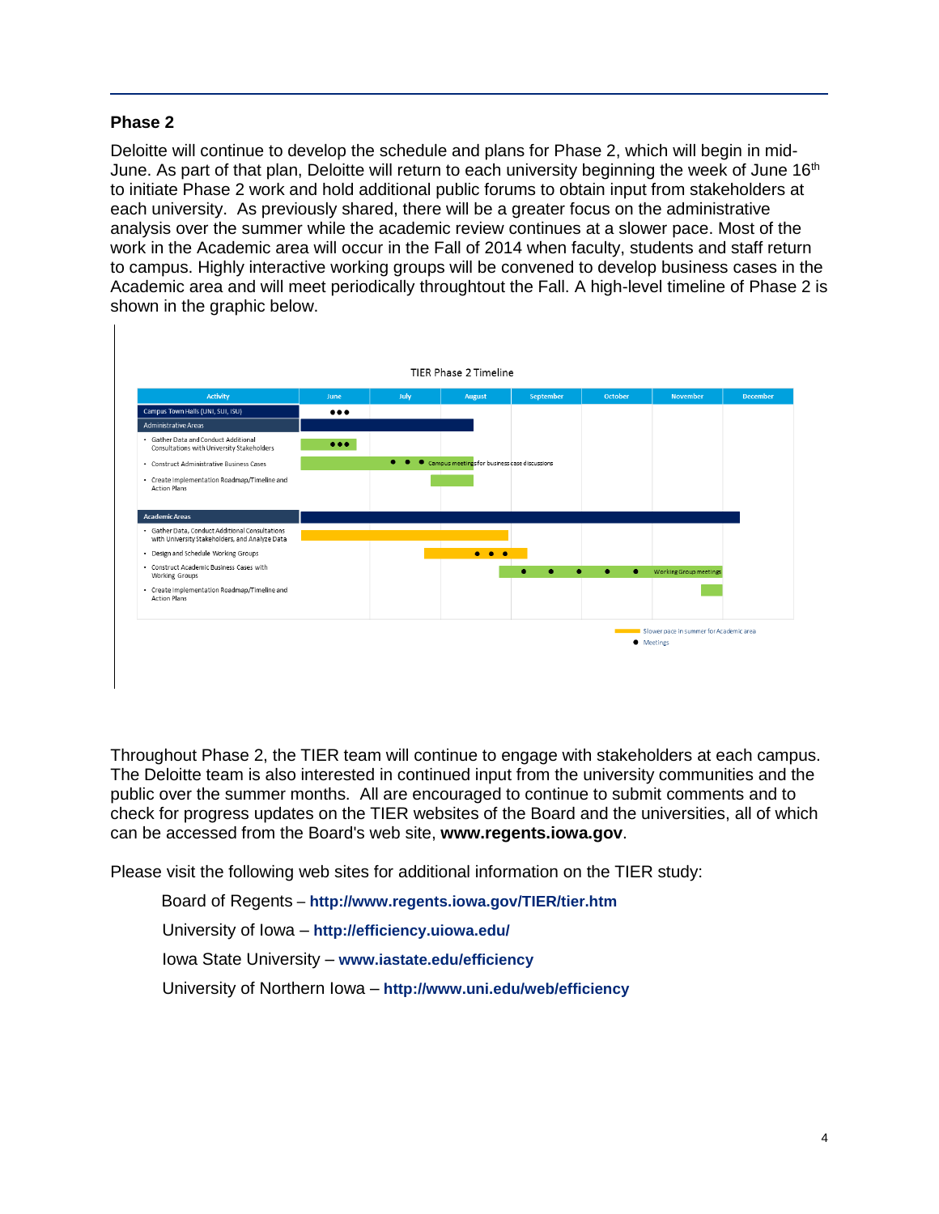## Phase 2

Deloitte will continue to develop the schedule and plans for Phase 2, which will begin in mid-June. As part of that plan, Deloitte will return to each university beginning the week of June 16th to initiate Phase 2 work and hold additional public forums to obtain input from stakeholders at each university. As previously shared, there will be a greater focus on the administrative analysis over the summer while the academic review continues at a slower pace. Most of the work in the Academic area will occur in the Fall of 2014 when faculty, students and staff return to campus. Highly interactive working groups will be convened to develop business cases in the Academic area and will meet periodically throughtout the Fall. A high-level timeline of Phase 2 is shown in the graphic below.

TIER Phase 2 Timeline

Activity
June
July
August
September
October
November
December

Campus Town Halls (UNI, SUI, ISU)

Administrative Areas
- Gather Data and Conduct Additional Consultations with University Stakeholders
- Construct Administrative Business Cases
- Create Implementation Roadmap/Timeline and Action Plans

Campus meetings for business case discussions

Academic Areas
- Gather Data, Conduct Additional Consultations with University Stakeholders, and Analyze Data
- Design and Schedule Working Groups
- Construct Academic Business Cases with Working Groups
- Create Implementation Roadmap/Timeline and Action Plans

Working Group meetings

Slower pace in summer for Academic area

Meetings

Throughout Phase 2, the TIER team will continue to engage with stakeholders at each campus. The Deloitte team is also interested in continued input from the university communities and the public over the summer months. All are encouraged to continue to submit comments and to check for progress updates on the TIER websites of the Board and the universities, all of which can be accessed from the Board's web site, **www.regents.iowa.gov**.

Please visit the following web sites for additional information on the TIER study:

Board of Regents – **http://www.regents.iowa.gov/TIER/tier.htm**

University of Iowa – **http://efficiency.uiowa.edu/**

Iowa State University – **www.iastate.edu/efficiency**

University of Northern Iowa – **http://www.uni.edu/web/efficiency**